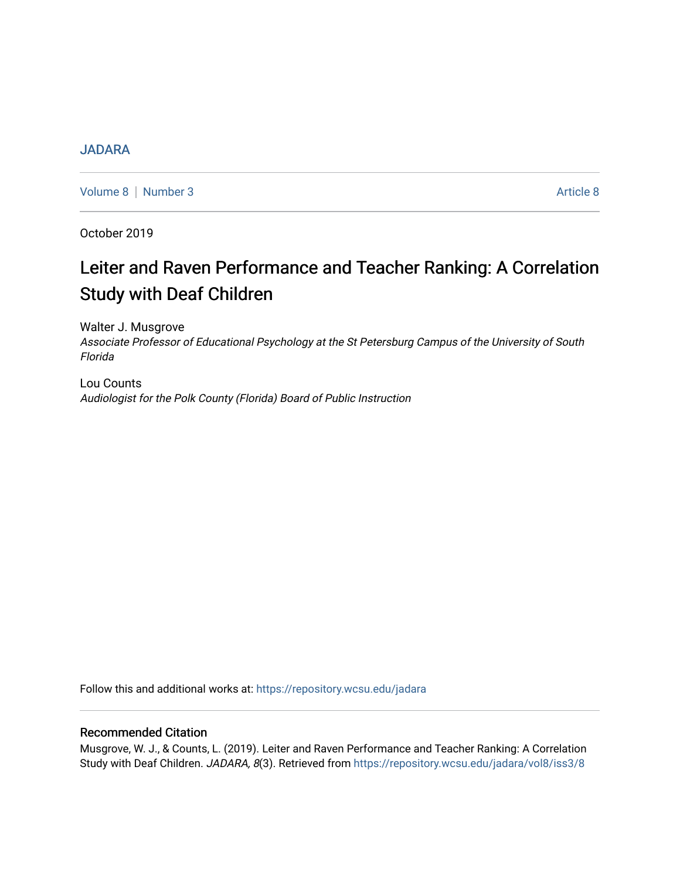JADARA

Volume 8 | Number 3 Article 8

October 2019

# Leiter and Raven Performance and Teacher Ranking: A Correlation Study with Deaf Children

Walter J. Musgrove
*Associate Professor of Educational Psychology at the St Petersburg Campus of the University of South Florida*

Lou Counts
*Audiologist for the Polk County (Florida) Board of Public Instruction*

Follow this and additional works at: https://repository.wcsu.edu/jadara

## Recommended Citation

Musgrove, W. J., & Counts, L. (2019). Leiter and Raven Performance and Teacher Ranking: A Correlation Study with Deaf Children. *JADARA, 8*(3). Retrieved from https://repository.wcsu.edu/jadara/vol8/iss3/8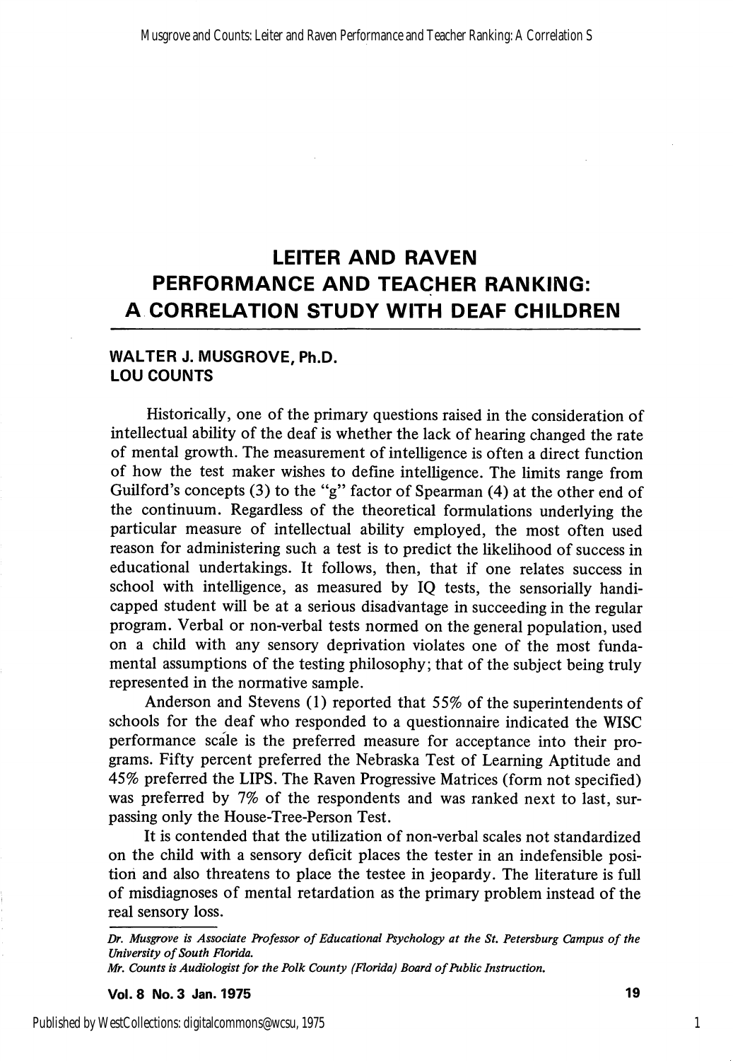# LEITER AND RAVEN PERFORMANCE AND TEACHER RANKING: A CORRELATION STUDY WITH DEAF CHILDREN

**WALTER J. MUSGROVE, Ph.D.**
**LOU COUNTS**

Historically, one of the primary questions raised in the consideration of intellectual ability of the deaf is whether the lack of hearing changed the rate of mental growth. The measurement of intelligence is often a direct function of how the test maker wishes to define intelligence. The limits range from Guilford's concepts (3) to the "g" factor of Spearman (4) at the other end of the continuum. Regardless of the theoretical formulations underlying the particular measure of intellectual ability employed, the most often used reason for administering such a test is to predict the likelihood of success in educational undertakings. It follows, then, that if one relates success in school with intelligence, as measured by IQ tests, the sensorially handicapped student will be at a serious disadvantage in succeeding in the regular program. Verbal or non-verbal tests normed on the general population, used on a child with any sensory deprivation violates one of the most fundamental assumptions of the testing philosophy; that of the subject being truly represented in the normative sample.

Anderson and Stevens (1) reported that 55% of the superintendents of schools for the deaf who responded to a questionnaire indicated the WISC performance scale is the preferred measure for acceptance into their programs. Fifty percent preferred the Nebraska Test of Learning Aptitude and 45% preferred the LIPS. The Raven Progressive Matrices (form not specified) was preferred by 7% of the respondents and was ranked next to last, surpassing only the House-Tree-Person Test.

It is contended that the utilization of non-verbal scales not standardized on the child with a sensory deficit places the tester in an indefensible position and also threatens to place the testee in jeopardy. The literature is full of misdiagnoses of mental retardation as the primary problem instead of the real sensory loss.

---

*Dr. Musgrove is Associate Professor of Educational Psychology at the St. Petersburg Campus of the University of South Florida.*
*Mr. Counts is Audiologist for the Polk County (Florida) Board of Public Instruction.*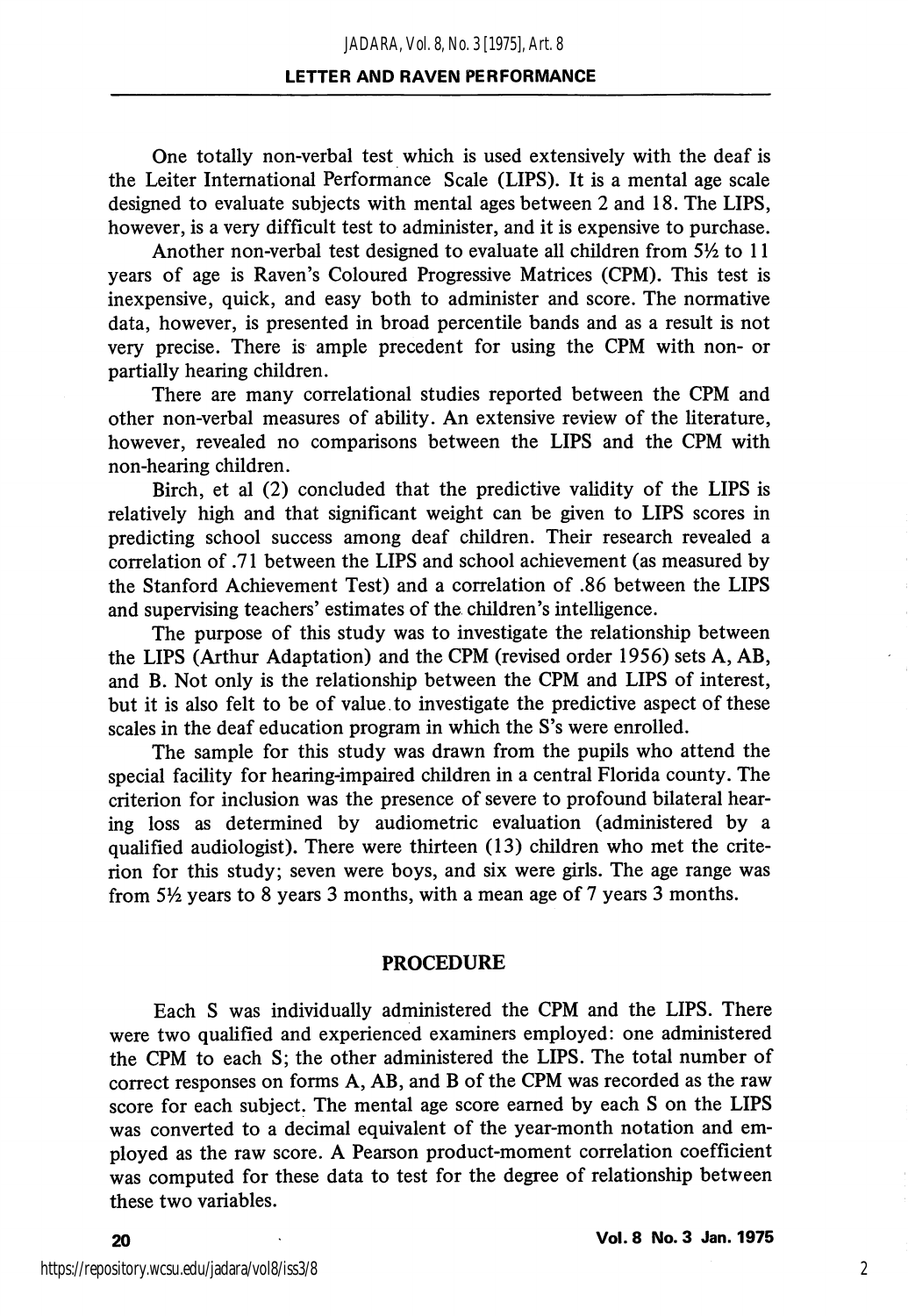One totally non-verbal test which is used extensively with the deaf is the Leiter International Performance Scale (LIPS). It is a mental age scale designed to evaluate subjects with mental ages between 2 and 18. The LIPS, however, is a very difficult test to administer, and it is expensive to purchase.

Another non-verbal test designed to evaluate all children from 5½ to 11 years of age is Raven's Coloured Progressive Matrices (CPM). This test is inexpensive, quick, and easy both to administer and score. The normative data, however, is presented in broad percentile bands and as a result is not very precise. There is ample precedent for using the CPM with non- or partially hearing children.

There are many correlational studies reported between the CPM and other non-verbal measures of ability. An extensive review of the literature, however, revealed no comparisons between the LIPS and the CPM with non-hearing children.

Birch, et al (2) concluded that the predictive validity of the LIPS is relatively high and that significant weight can be given to LIPS scores in predicting school success among deaf children. Their research revealed a correlation of .71 between the LIPS and school achievement (as measured by the Stanford Achievement Test) and a correlation of .86 between the LIPS and supervising teachers' estimates of the children's intelligence.

The purpose of this study was to investigate the relationship between the LIPS (Arthur Adaptation) and the CPM (revised order 1956) sets A, AB, and B. Not only is the relationship between the CPM and LIPS of interest, but it is also felt to be of value to investigate the predictive aspect of these scales in the deaf education program in which the S's were enrolled.

The sample for this study was drawn from the pupils who attend the special facility for hearing-impaired children in a central Florida county. The criterion for inclusion was the presence of severe to profound bilateral hearing loss as determined by audiometric evaluation (administered by a qualified audiologist). There were thirteen (13) children who met the criterion for this study; seven were boys, and six were girls. The age range was from 5½ years to 8 years 3 months, with a mean age of 7 years 3 months.

## PROCEDURE

Each S was individually administered the CPM and the LIPS. There were two qualified and experienced examiners employed: one administered the CPM to each S; the other administered the LIPS. The total number of correct responses on forms A, AB, and B of the CPM was recorded as the raw score for each subject. The mental age score earned by each S on the LIPS was converted to a decimal equivalent of the year-month notation and employed as the raw score. A Pearson product-moment correlation coefficient was computed for these data to test for the degree of relationship between these two variables.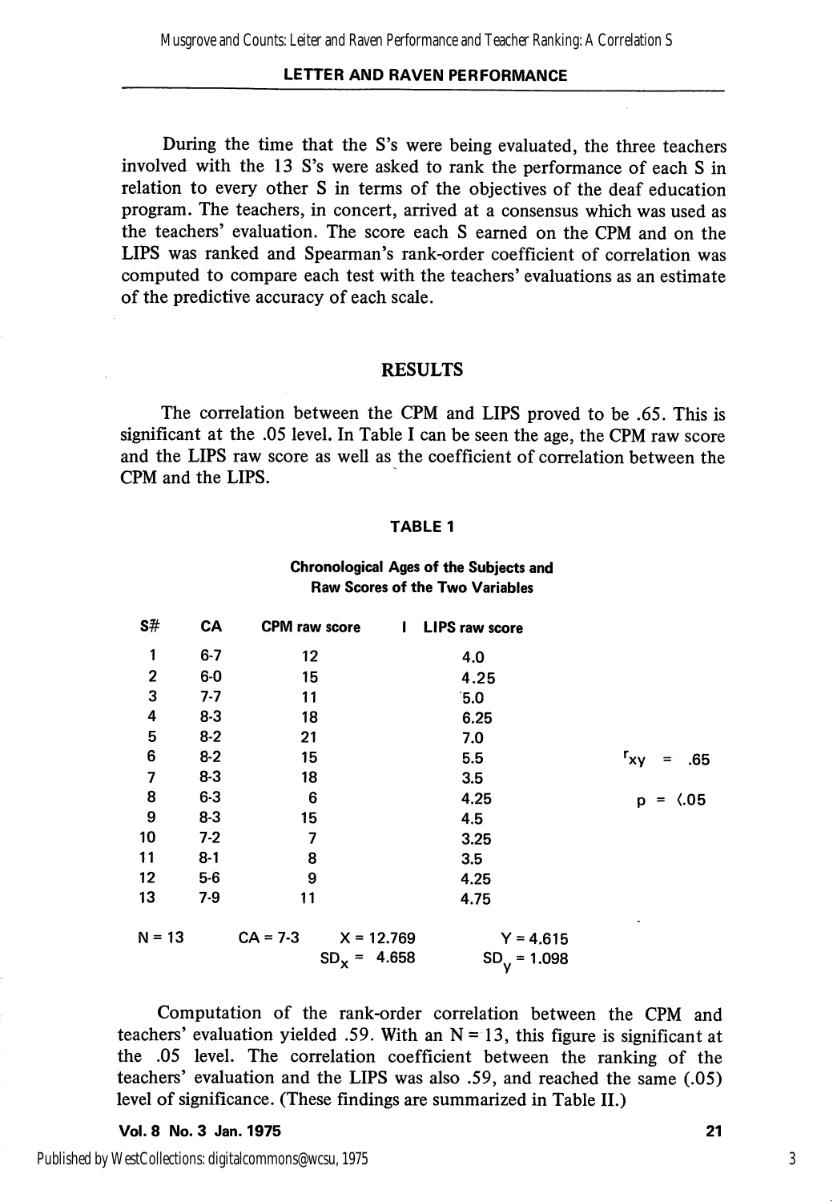During the time that the S's were being evaluated, the three teachers involved with the 13 S's were asked to rank the performance of each S in relation to every other S in terms of the objectives of the deaf education program. The teachers, in concert, arrived at a consensus which was used as the teachers' evaluation. The score each S earned on the CPM and on the LIPS was ranked and Spearman's rank-order coefficient of correlation was computed to compare each test with the teachers' evaluations as an estimate of the predictive accuracy of each scale.

## RESULTS

The correlation between the CPM and LIPS proved to be .65. This is significant at the .05 level. In Table I can be seen the age, the CPM raw score and the LIPS raw score as well as the coefficient of correlation between the CPM and the LIPS.

### TABLE 1

**Chronological Ages of the Subjects and Raw Scores of the Two Variables**

| S# | CA | CPM raw score | LIPS raw score | |
|---|---|---|---|---|
| 1 | 6-7 | 12 | 4.0 | |
| 2 | 6-0 | 15 | 4.25 | |
| 3 | 7-7 | 11 | 5.0 | |
| 4 | 8-3 | 18 | 6.25 | |
| 5 | 8-2 | 21 | 7.0 | |
| 6 | 8-2 | 15 | 5.5 | $r_{xy} = .65$ |
| 7 | 8-3 | 18 | 3.5 | |
| 8 | 6-3 | 6 | 4.25 | $p = < .05$ |
| 9 | 8-3 | 15 | 4.5 | |
| 10 | 7-2 | 7 | 3.25 | |
| 11 | 8-1 | 8 | 3.5 | |
| 12 | 5-6 | 9 | 4.25 | |
| 13 | 7-9 | 11 | 4.75 | |
| N = 13 | CA = 7-3 | X = 12.769<br>$SD_x$ = 4.658 | Y = 4.615<br>$SD_y$ = 1.098 | |

Computation of the rank-order correlation between the CPM and teachers' evaluation yielded .59. With an N = 13, this figure is significant at the .05 level. The correlation coefficient between the ranking of the teachers' evaluation and the LIPS was also .59, and reached the same (.05) level of significance. (These findings are summarized in Table II.)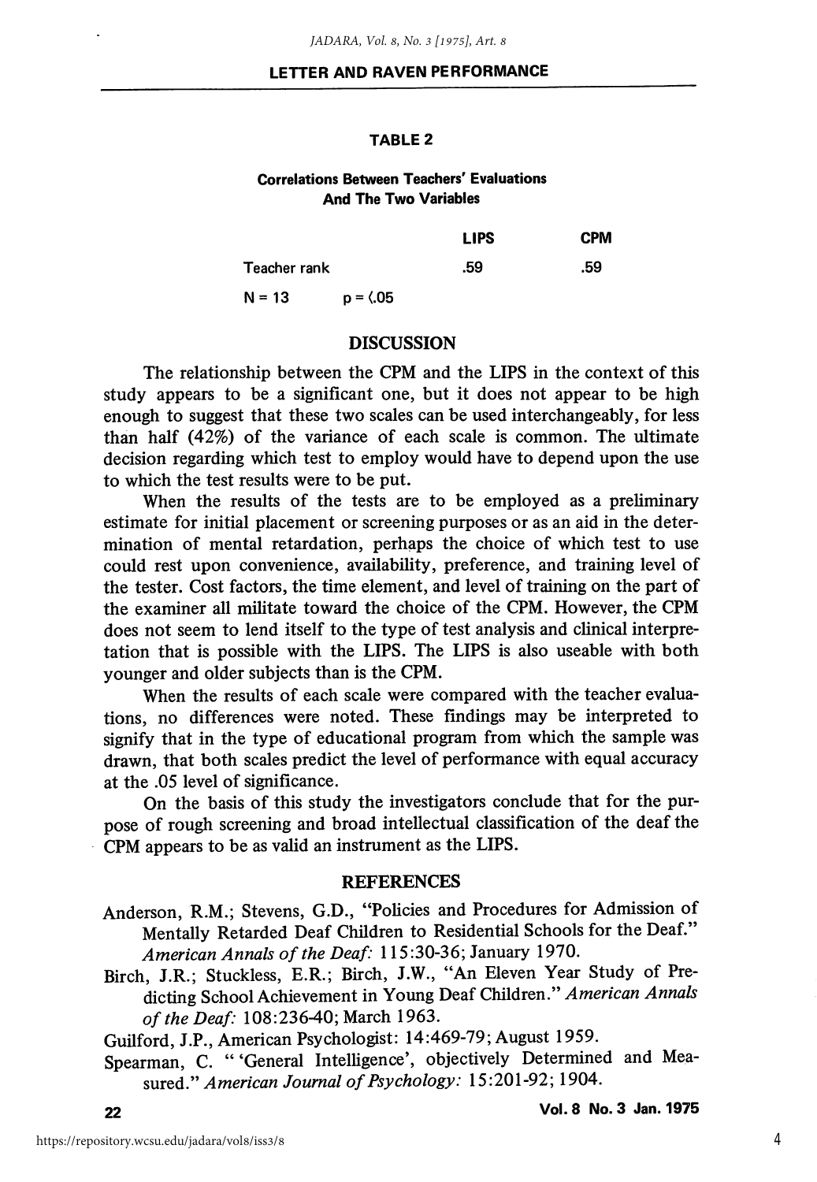**TABLE 2**

**Correlations Between Teachers' Evaluations And The Two Variables**

| | LIPS | CPM |
|---|---|---|
| Teacher rank | .59 | .59 |

$N = 13$ $p = \langle .05$

## DISCUSSION

The relationship between the CPM and the LIPS in the context of this study appears to be a significant one, but it does not appear to be high enough to suggest that these two scales can be used interchangeably, for less than half (42%) of the variance of each scale is common. The ultimate decision regarding which test to employ would have to depend upon the use to which the test results were to be put.

When the results of the tests are to be employed as a preliminary estimate for initial placement or screening purposes or as an aid in the determination of mental retardation, perhaps the choice of which test to use could rest upon convenience, availability, preference, and training level of the tester. Cost factors, the time element, and level of training on the part of the examiner all militate toward the choice of the CPM. However, the CPM does not seem to lend itself to the type of test analysis and clinical interpretation that is possible with the LIPS. The LIPS is also useable with both younger and older subjects than is the CPM.

When the results of each scale were compared with the teacher evaluations, no differences were noted. These findings may be interpreted to signify that in the type of educational program from which the sample was drawn, that both scales predict the level of performance with equal accuracy at the .05 level of significance.

On the basis of this study the investigators conclude that for the purpose of rough screening and broad intellectual classification of the deaf the CPM appears to be as valid an instrument as the LIPS.

## REFERENCES

Anderson, R.M.; Stevens, G.D., "Policies and Procedures for Admission of Mentally Retarded Deaf Children to Residential Schools for the Deaf." *American Annals of the Deaf:* 115:30-36; January 1970.

Birch, J.R.; Stuckless, E.R.; Birch, J.W., "An Eleven Year Study of Predicting School Achievement in Young Deaf Children." *American Annals of the Deaf:* 108:236-40; March 1963.

Guilford, J.P., American Psychologist: 14:469-79; August 1959.

Spearman, C. " 'General Intelligence', objectively Determined and Measured." *American Journal of Psychology:* 15:201-92; 1904.